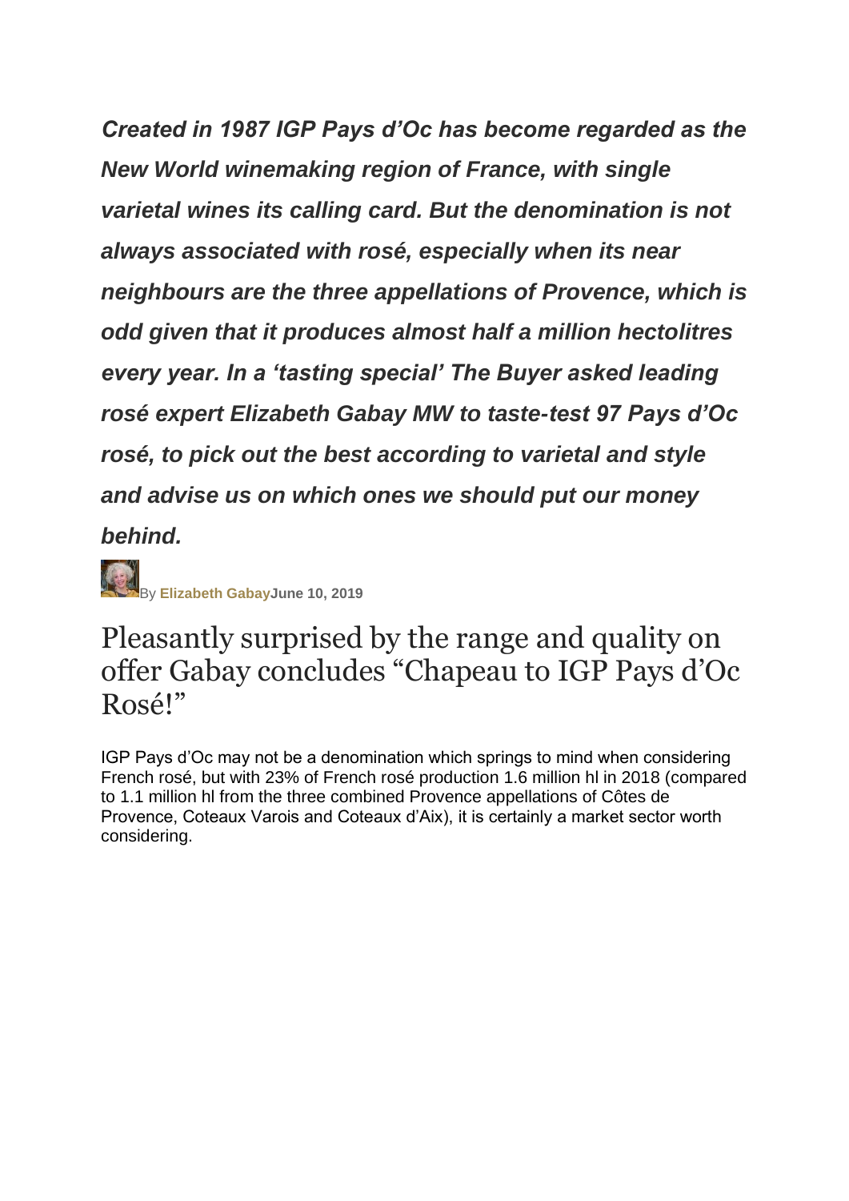***Created in 1987 IGP Pays d'Oc has become regarded as the New World winemaking region of France, with single varietal wines its calling card. But the denomination is not always associated with rosé, especially when its near neighbours are the three appellations of Provence, which is odd given that it produces almost half a million hectolitres every year. In a 'tasting special' The Buyer asked leading rosé expert Elizabeth Gabay MW to taste-test 97 Pays d'Oc rosé, to pick out the best according to varietal and style and advise us on which ones we should put our money behind.***

By **Elizabeth Gabay** **June 10, 2019**

# Pleasantly surprised by the range and quality on offer Gabay concludes "Chapeau to IGP Pays d'Oc Rosé!"

IGP Pays d'Oc may not be a denomination which springs to mind when considering French rosé, but with 23% of French rosé production 1.6 million hl in 2018 (compared to 1.1 million hl from the three combined Provence appellations of Côtes de Provence, Coteaux Varois and Coteaux d'Aix), it is certainly a market sector worth considering.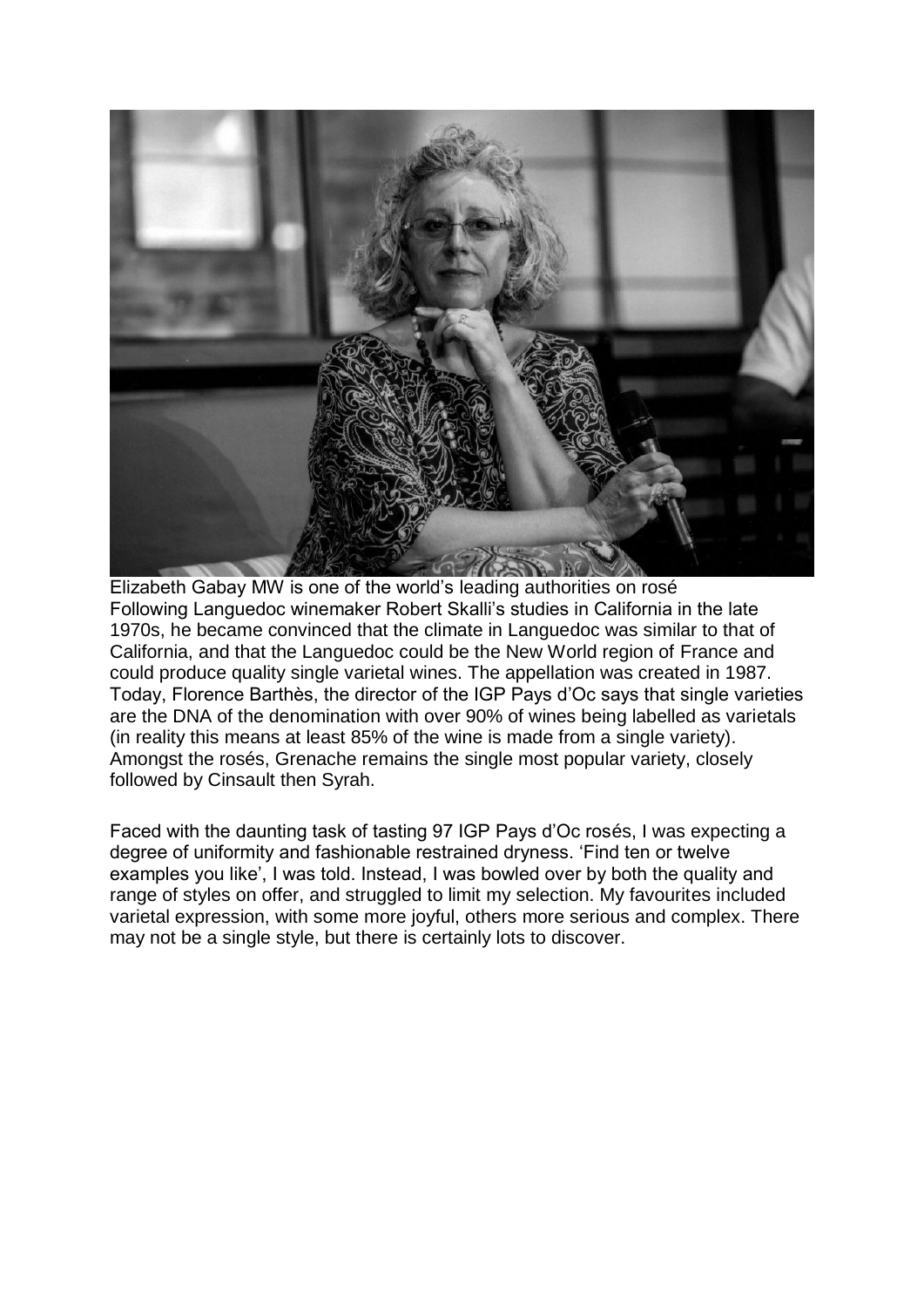Elizabeth Gabay MW is one of the world's leading authorities on rosé

Following Languedoc winemaker Robert Skalli's studies in California in the late 1970s, he became convinced that the climate in Languedoc was similar to that of California, and that the Languedoc could be the New World region of France and could produce quality single varietal wines. The appellation was created in 1987. Today, Florence Barthès, the director of the IGP Pays d'Oc says that single varieties are the DNA of the denomination with over 90% of wines being labelled as varietals (in reality this means at least 85% of the wine is made from a single variety). Amongst the rosés, Grenache remains the single most popular variety, closely followed by Cinsault then Syrah.

Faced with the daunting task of tasting 97 IGP Pays d'Oc rosés, I was expecting a degree of uniformity and fashionable restrained dryness. 'Find ten or twelve examples you like', I was told. Instead, I was bowled over by both the quality and range of styles on offer, and struggled to limit my selection. My favourites included varietal expression, with some more joyful, others more serious and complex. There may not be a single style, but there is certainly lots to discover.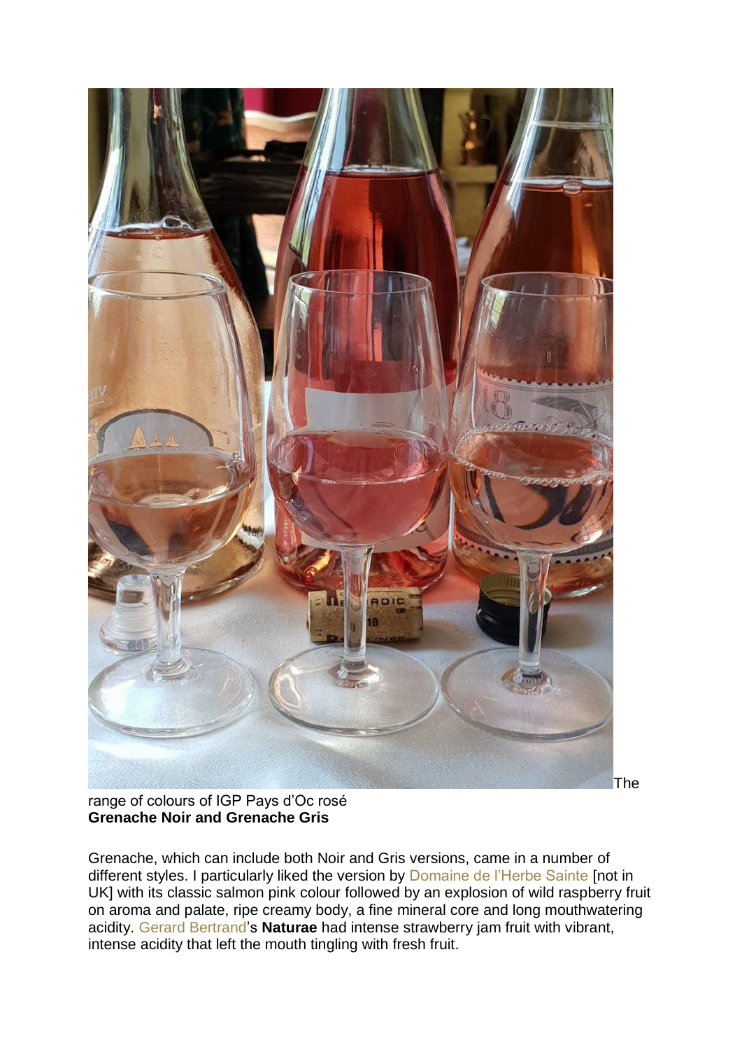The range of colours of IGP Pays d'Oc rosé

**Grenache Noir and Grenache Gris**

Grenache, which can include both Noir and Gris versions, came in a number of different styles. I particularly liked the version by Domaine de l'Herbe Sainte [not in UK] with its classic salmon pink colour followed by an explosion of wild raspberry fruit on aroma and palate, ripe creamy body, a fine mineral core and long mouthwatering acidity. Gerard Bertrand's **Naturae** had intense strawberry jam fruit with vibrant, intense acidity that left the mouth tingling with fresh fruit.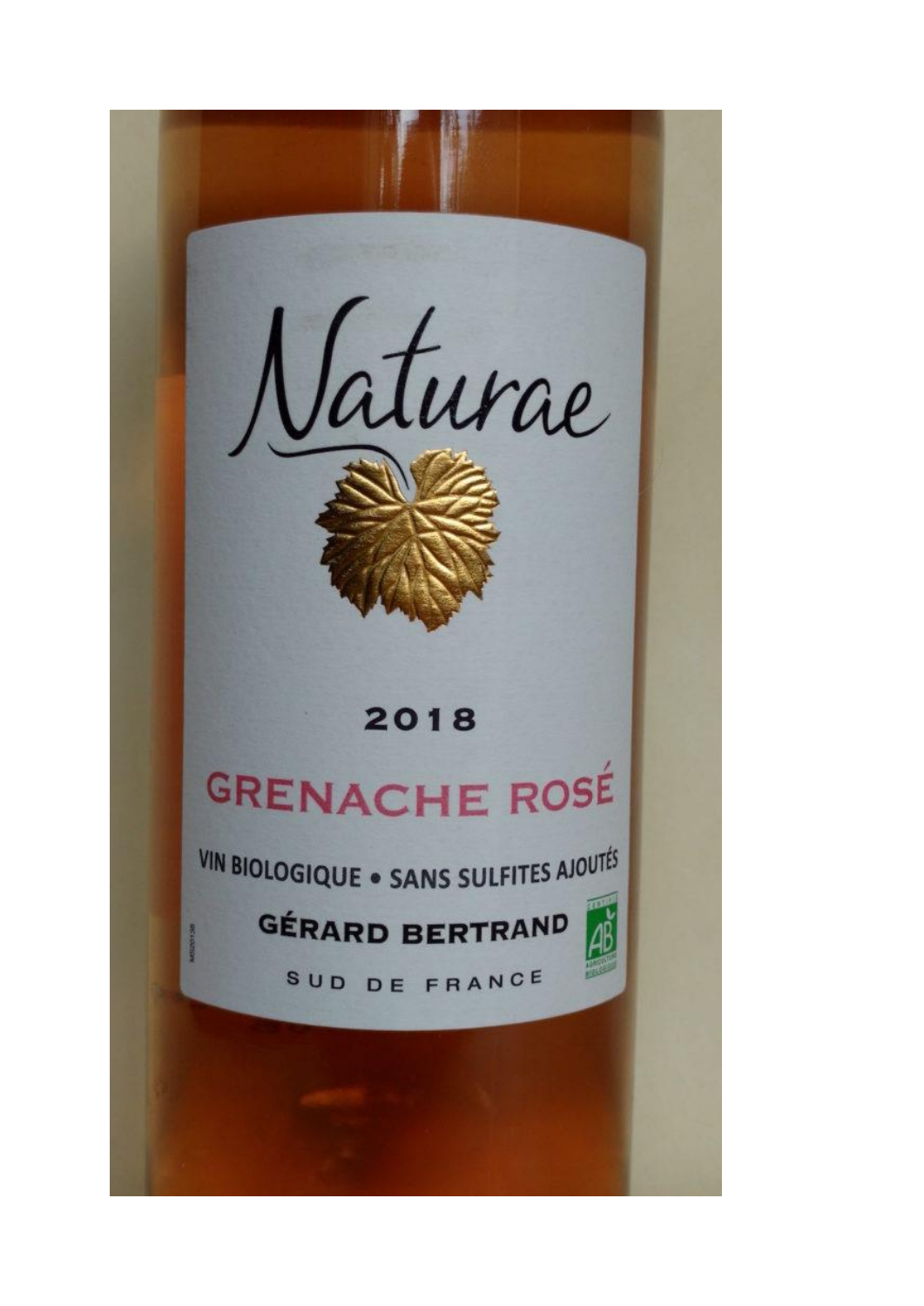Naturae

2018

GRENACHE ROSÉ

VIN BIOLOGIQUE • SANS SULFITES AJOUTÉS

GÉRARD BERTRAND

SUD DE FRANCE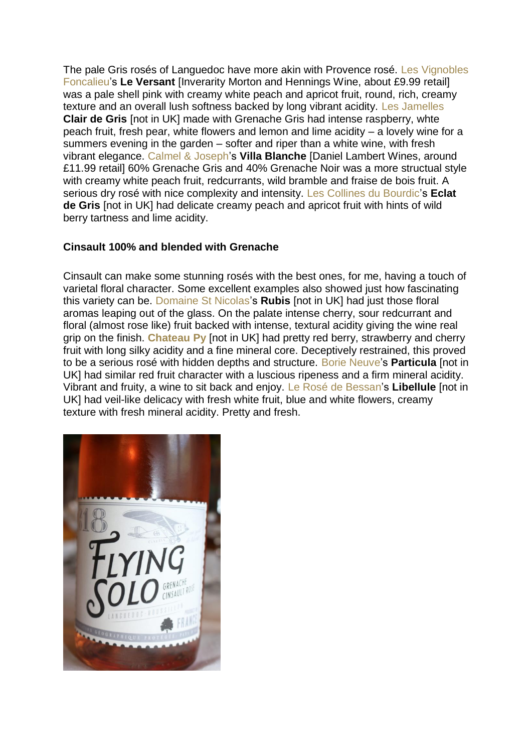The pale Gris rosés of Languedoc have more akin with Provence rosé. Les Vignobles Foncalieu's **Le Versant** [Inverarity Morton and Hennings Wine, about £9.99 retail] was a pale shell pink with creamy white peach and apricot fruit, round, rich, creamy texture and an overall lush softness backed by long vibrant acidity. Les Jamelles **Clair de Gris** [not in UK] made with Grenache Gris had intense raspberry, whte peach fruit, fresh pear, white flowers and lemon and lime acidity – a lovely wine for a summers evening in the garden – softer and riper than a white wine, with fresh vibrant elegance. Calmel & Joseph's **Villa Blanche** [Daniel Lambert Wines, around £11.99 retail] 60% Grenache Gris and 40% Grenache Noir was a more structual style with creamy white peach fruit, redcurrants, wild bramble and fraise de bois fruit. A serious dry rosé with nice complexity and intensity. Les Collines du Bourdic's **Eclat de Gris** [not in UK] had delicate creamy peach and apricot fruit with hints of wild berry tartness and lime acidity.

**Cinsault 100% and blended with Grenache**

Cinsault can make some stunning rosés with the best ones, for me, having a touch of varietal floral character. Some excellent examples also showed just how fascinating this variety can be. Domaine St Nicolas's **Rubis** [not in UK] had just those floral aromas leaping out of the glass. On the palate intense cherry, sour redcurrant and floral (almost rose like) fruit backed with intense, textural acidity giving the wine real grip on the finish. **Chateau Py** [not in UK] had pretty red berry, strawberry and cherry fruit with long silky acidity and a fine mineral core. Deceptively restrained, this proved to be a serious rosé with hidden depths and structure. Borie Neuve's **Particula** [not in UK] had similar red fruit character with a luscious ripeness and a firm mineral acidity. Vibrant and fruity, a wine to sit back and enjoy. Le Rosé de Bessan's **Libellule** [not in UK] had veil-like delicacy with fresh white fruit, blue and white flowers, creamy texture with fresh mineral acidity. Pretty and fresh.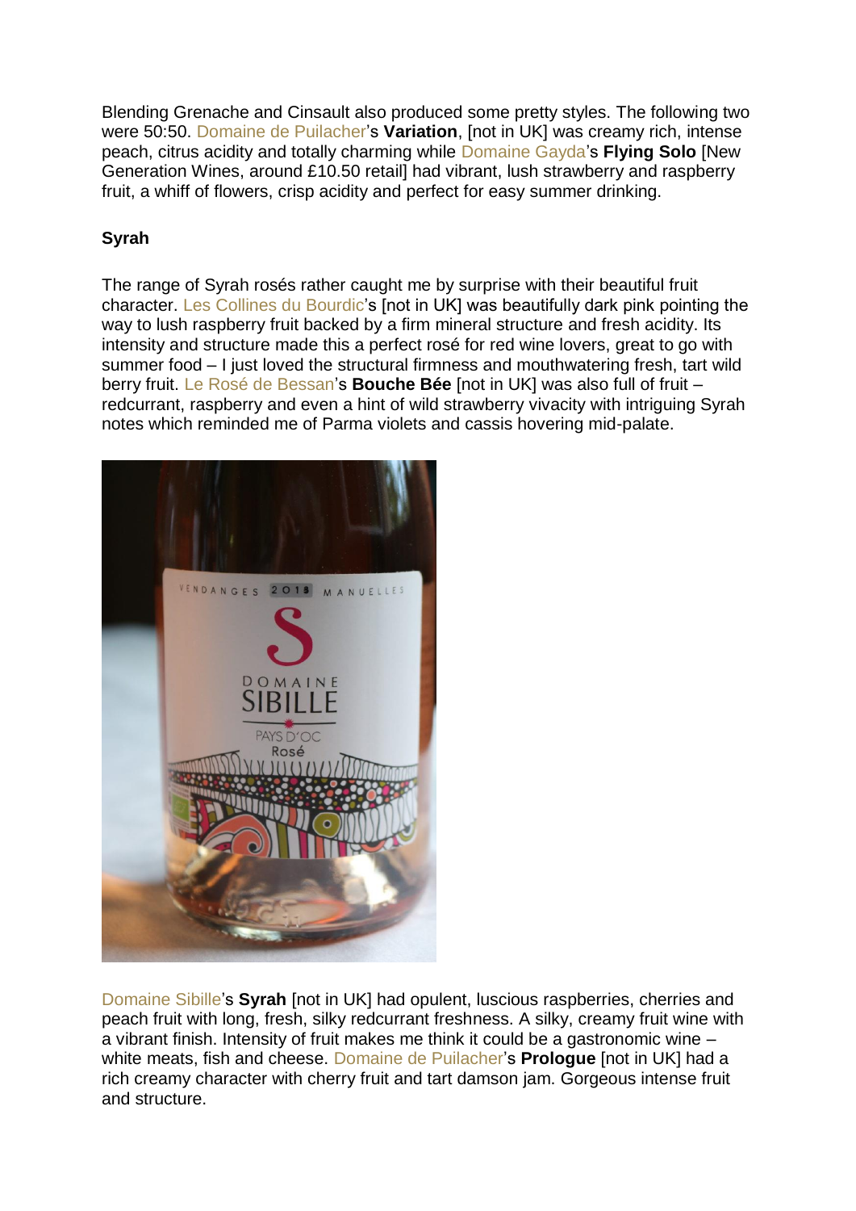Blending Grenache and Cinsault also produced some pretty styles. The following two were 50:50. Domaine de Puilacher's **Variation**, [not in UK] was creamy rich, intense peach, citrus acidity and totally charming while Domaine Gayda's **Flying Solo** [New Generation Wines, around £10.50 retail] had vibrant, lush strawberry and raspberry fruit, a whiff of flowers, crisp acidity and perfect for easy summer drinking.

**Syrah**

The range of Syrah rosés rather caught me by surprise with their beautiful fruit character. Les Collines du Bourdic's [not in UK] was beautifully dark pink pointing the way to lush raspberry fruit backed by a firm mineral structure and fresh acidity. Its intensity and structure made this a perfect rosé for red wine lovers, great to go with summer food – I just loved the structural firmness and mouthwatering fresh, tart wild berry fruit. Le Rosé de Bessan's **Bouche Bée** [not in UK] was also full of fruit – redcurrant, raspberry and even a hint of wild strawberry vivacity with intriguing Syrah notes which reminded me of Parma violets and cassis hovering mid-palate.

Domaine Sibille's **Syrah** [not in UK] had opulent, luscious raspberries, cherries and peach fruit with long, fresh, silky redcurrant freshness. A silky, creamy fruit wine with a vibrant finish. Intensity of fruit makes me think it could be a gastronomic wine – white meats, fish and cheese. Domaine de Puilacher's **Prologue** [not in UK] had a rich creamy character with cherry fruit and tart damson jam. Gorgeous intense fruit and structure.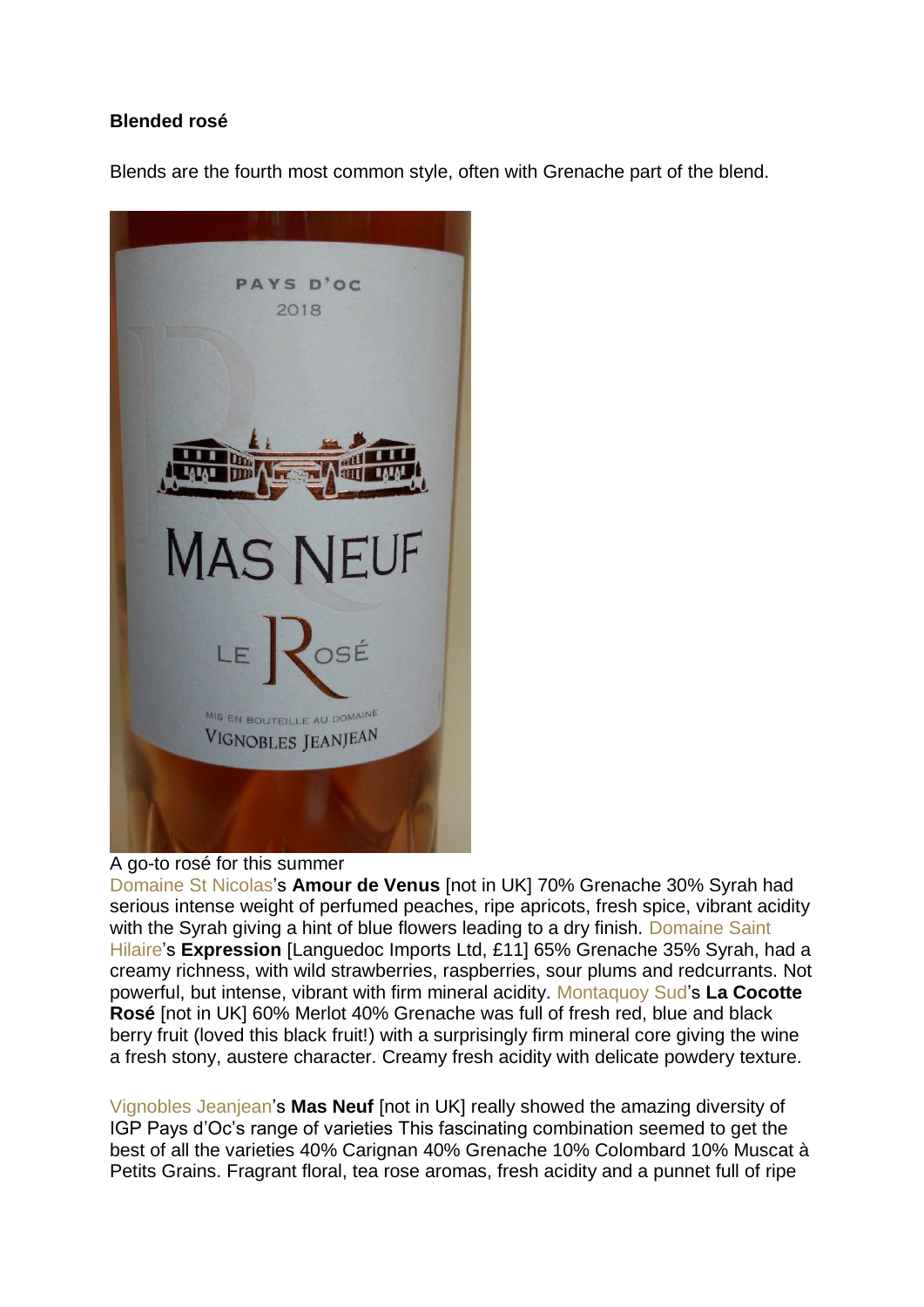**Blended rosé**

Blends are the fourth most common style, often with Grenache part of the blend.

A go-to rosé for this summer

Domaine St Nicolas's **Amour de Venus** [not in UK] 70% Grenache 30% Syrah had serious intense weight of perfumed peaches, ripe apricots, fresh spice, vibrant acidity with the Syrah giving a hint of blue flowers leading to a dry finish. Domaine Saint Hilaire's **Expression** [Languedoc Imports Ltd, £11] 65% Grenache 35% Syrah, had a creamy richness, with wild strawberries, raspberries, sour plums and redcurrants. Not powerful, but intense, vibrant with firm mineral acidity. Montaquoy Sud's **La Cocotte Rosé** [not in UK] 60% Merlot 40% Grenache was full of fresh red, blue and black berry fruit (loved this black fruit!) with a surprisingly firm mineral core giving the wine a fresh stony, austere character. Creamy fresh acidity with delicate powdery texture.

Vignobles Jeanjean's **Mas Neuf** [not in UK] really showed the amazing diversity of IGP Pays d'Oc's range of varieties This fascinating combination seemed to get the best of all the varieties 40% Carignan 40% Grenache 10% Colombard 10% Muscat à Petits Grains. Fragrant floral, tea rose aromas, fresh acidity and a punnet full of ripe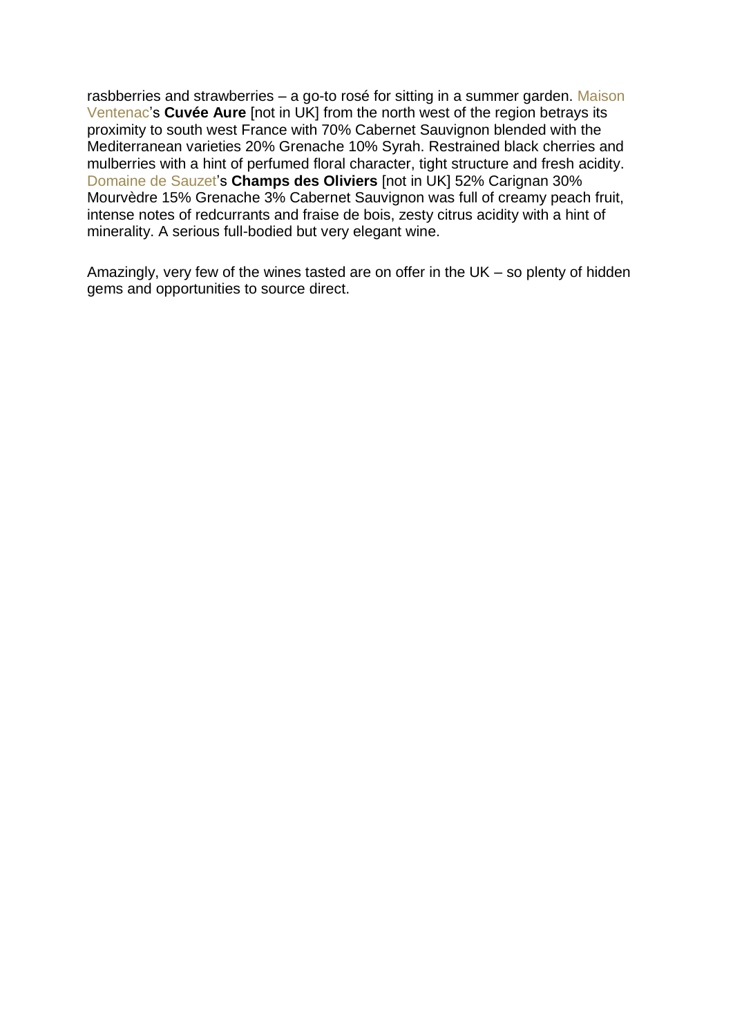rasbberries and strawberries – a go-to rosé for sitting in a summer garden. Maison Ventenac's **Cuvée Aure** [not in UK] from the north west of the region betrays its proximity to south west France with 70% Cabernet Sauvignon blended with the Mediterranean varieties 20% Grenache 10% Syrah. Restrained black cherries and mulberries with a hint of perfumed floral character, tight structure and fresh acidity. Domaine de Sauzet's **Champs des Oliviers** [not in UK] 52% Carignan 30% Mourvèdre 15% Grenache 3% Cabernet Sauvignon was full of creamy peach fruit, intense notes of redcurrants and fraise de bois, zesty citrus acidity with a hint of minerality. A serious full-bodied but very elegant wine.

Amazingly, very few of the wines tasted are on offer in the UK – so plenty of hidden gems and opportunities to source direct.